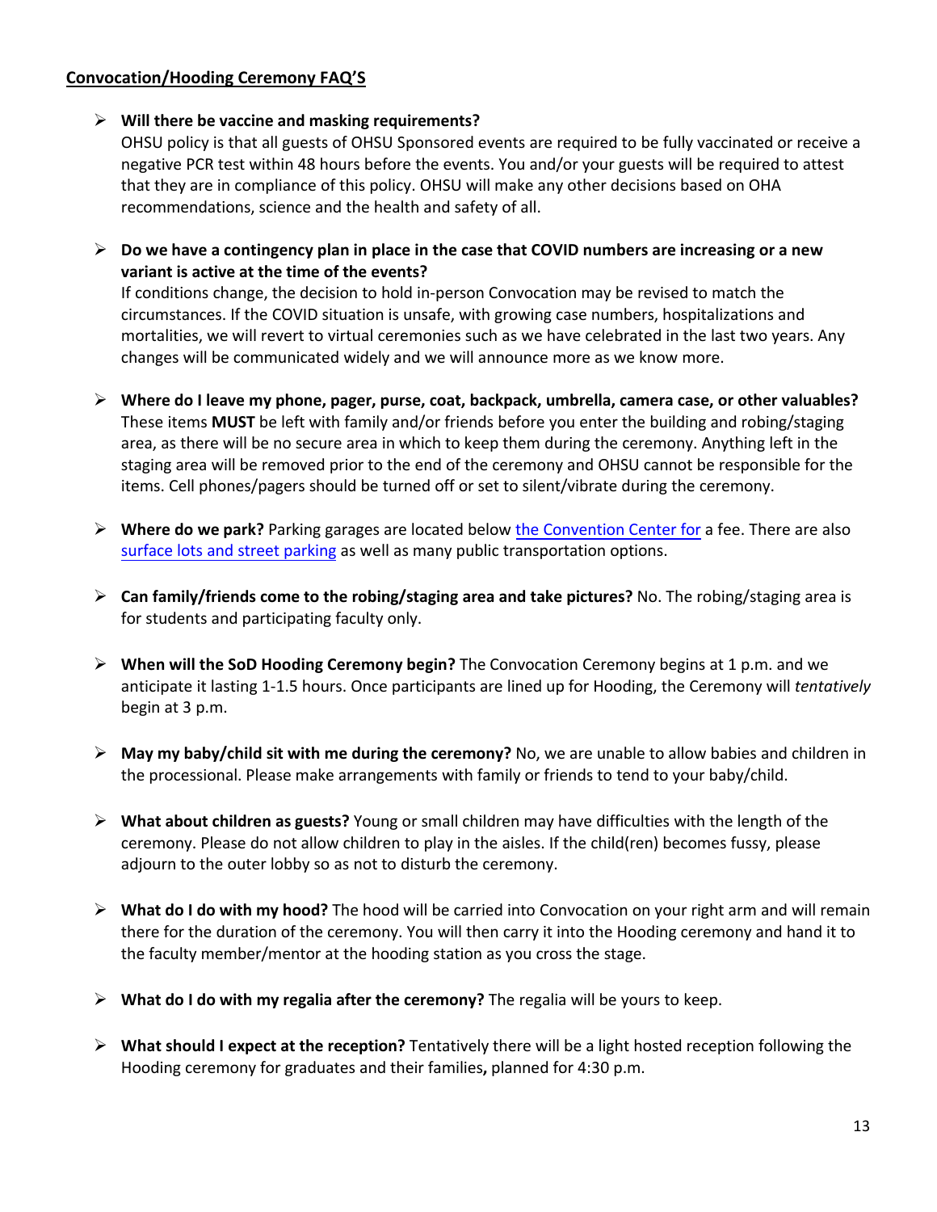## Convocation/Hooding Ceremony FAQ'S

- **Will there be vaccine and masking requirements?**
  OHSU policy is that all guests of OHSU Sponsored events are required to be fully vaccinated or receive a negative PCR test within 48 hours before the events. You and/or your guests will be required to attest that they are in compliance of this policy. OHSU will make any other decisions based on OHA recommendations, science and the health and safety of all.

- **Do we have a contingency plan in place in the case that COVID numbers are increasing or a new variant is active at the time of the events?**
  If conditions change, the decision to hold in-person Convocation may be revised to match the circumstances. If the COVID situation is unsafe, with growing case numbers, hospitalizations and mortalities, we will revert to virtual ceremonies such as we have celebrated in the last two years. Any changes will be communicated widely and we will announce more as we know more.

- **Where do I leave my phone, pager, purse, coat, backpack, umbrella, camera case, or other valuables?** These items **MUST** be left with family and/or friends before you enter the building and robing/staging area, as there will be no secure area in which to keep them during the ceremony. Anything left in the staging area will be removed prior to the end of the ceremony and OHSU cannot be responsible for the items. Cell phones/pagers should be turned off or set to silent/vibrate during the ceremony.

- **Where do we park?** Parking garages are located below the Convention Center for a fee. There are also surface lots and street parking as well as many public transportation options.

- **Can family/friends come to the robing/staging area and take pictures?** No. The robing/staging area is for students and participating faculty only.

- **When will the SoD Hooding Ceremony begin?** The Convocation Ceremony begins at 1 p.m. and we anticipate it lasting 1-1.5 hours. Once participants are lined up for Hooding, the Ceremony will *tentatively* begin at 3 p.m.

- **May my baby/child sit with me during the ceremony?** No, we are unable to allow babies and children in the processional. Please make arrangements with family or friends to tend to your baby/child.

- **What about children as guests?** Young or small children may have difficulties with the length of the ceremony. Please do not allow children to play in the aisles. If the child(ren) becomes fussy, please adjourn to the outer lobby so as not to disturb the ceremony.

- **What do I do with my hood?** The hood will be carried into Convocation on your right arm and will remain there for the duration of the ceremony. You will then carry it into the Hooding ceremony and hand it to the faculty member/mentor at the hooding station as you cross the stage.

- **What do I do with my regalia after the ceremony?** The regalia will be yours to keep.

- **What should I expect at the reception?** Tentatively there will be a light hosted reception following the Hooding ceremony for graduates and their families**,** planned for 4:30 p.m.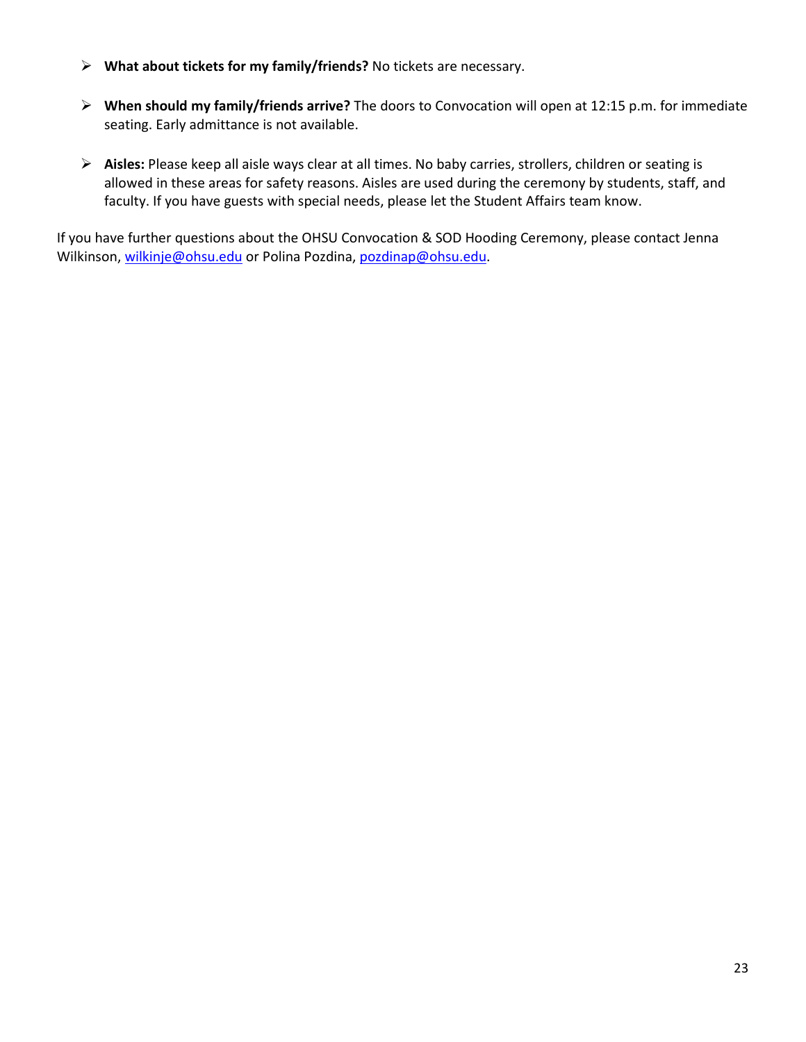- **What about tickets for my family/friends?** No tickets are necessary.

- **When should my family/friends arrive?** The doors to Convocation will open at 12:15 p.m. for immediate seating. Early admittance is not available.

- **Aisles:** Please keep all aisle ways clear at all times. No baby carries, strollers, children or seating is allowed in these areas for safety reasons. Aisles are used during the ceremony by students, staff, and faculty. If you have guests with special needs, please let the Student Affairs team know.

If you have further questions about the OHSU Convocation & SOD Hooding Ceremony, please contact Jenna Wilkinson, wilkinje@ohsu.edu or Polina Pozdina, pozdinap@ohsu.edu.